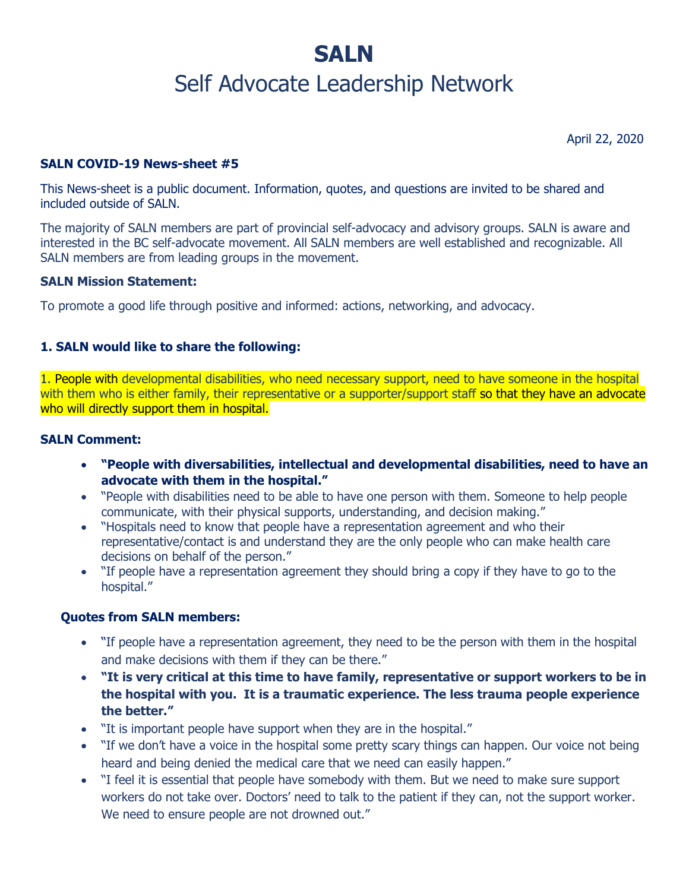# SALN

## Self Advocate Leadership Network

April 22, 2020

**SALN COVID-19 News-sheet #5**

This News-sheet is a public document. Information, quotes, and questions are invited to be shared and included outside of SALN.

The majority of SALN members are part of provincial self-advocacy and advisory groups. SALN is aware and interested in the BC self-advocate movement. All SALN members are well established and recognizable. All SALN members are from leading groups in the movement.

**SALN Mission Statement:**

To promote a good life through positive and informed: actions, networking, and advocacy.

### 1. SALN would like to share the following:

1. People with developmental disabilities, who need necessary support, need to have someone in the hospital with them who is either family, their representative or a supporter/support staff so that they have an advocate who will directly support them in hospital.

**SALN Comment:**

- **"People with diversabilities, intellectual and developmental disabilities, need to have an advocate with them in the hospital."**
- "People with disabilities need to be able to have one person with them. Someone to help people communicate, with their physical supports, understanding, and decision making."
- "Hospitals need to know that people have a representation agreement and who their representative/contact is and understand they are the only people who can make health care decisions on behalf of the person."
- "If people have a representation agreement they should bring a copy if they have to go to the hospital."

**Quotes from SALN members:**

- "If people have a representation agreement, they need to be the person with them in the hospital and make decisions with them if they can be there."
- **"It is very critical at this time to have family, representative or support workers to be in the hospital with you. It is a traumatic experience. The less trauma people experience the better."**
- "It is important people have support when they are in the hospital."
- "If we don't have a voice in the hospital some pretty scary things can happen. Our voice not being heard and being denied the medical care that we need can easily happen."
- "I feel it is essential that people have somebody with them. But we need to make sure support workers do not take over. Doctors' need to talk to the patient if they can, not the support worker. We need to ensure people are not drowned out."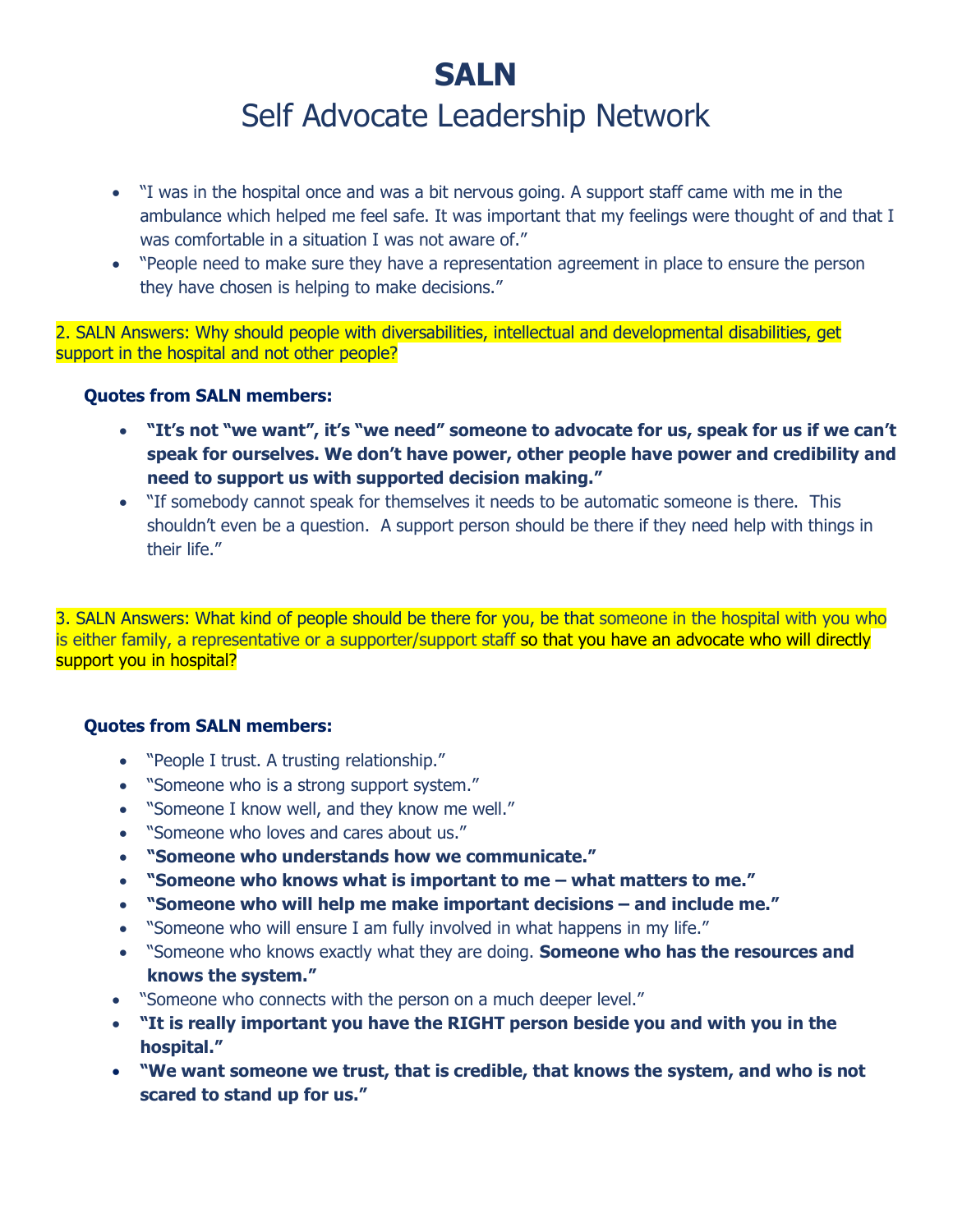# SALN

## Self Advocate Leadership Network

- "I was in the hospital once and was a bit nervous going. A support staff came with me in the ambulance which helped me feel safe. It was important that my feelings were thought of and that I was comfortable in a situation I was not aware of."
- "People need to make sure they have a representation agreement in place to ensure the person they have chosen is helping to make decisions."

2. SALN Answers: Why should people with diversabilities, intellectual and developmental disabilities, get support in the hospital and not other people?

**Quotes from SALN members:**

- **"It's not "we want", it's "we need" someone to advocate for us, speak for us if we can't speak for ourselves. We don't have power, other people have power and credibility and need to support us with supported decision making."**
- "If somebody cannot speak for themselves it needs to be automatic someone is there. This shouldn't even be a question. A support person should be there if they need help with things in their life."

3. SALN Answers: What kind of people should be there for you, be that someone in the hospital with you who is either family, a representative or a supporter/support staff so that you have an advocate who will directly support you in hospital?

**Quotes from SALN members:**

- "People I trust. A trusting relationship."
- "Someone who is a strong support system."
- "Someone I know well, and they know me well."
- "Someone who loves and cares about us."
- **"Someone who understands how we communicate."**
- **"Someone who knows what is important to me – what matters to me."**
- **"Someone who will help me make important decisions – and include me."**
- "Someone who will ensure I am fully involved in what happens in my life."
- "Someone who knows exactly what they are doing. **Someone who has the resources and knows the system."**
- "Someone who connects with the person on a much deeper level."
- **"It is really important you have the RIGHT person beside you and with you in the hospital."**
- **"We want someone we trust, that is credible, that knows the system, and who is not scared to stand up for us."**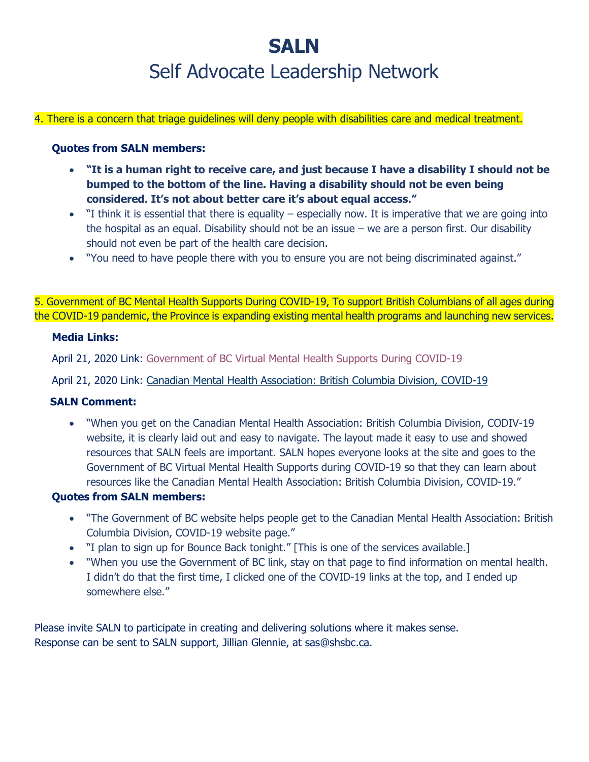# SALN

## Self Advocate Leadership Network

4. There is a concern that triage guidelines will deny people with disabilities care and medical treatment.

**Quotes from SALN members:**

- **"It is a human right to receive care, and just because I have a disability I should not be bumped to the bottom of the line. Having a disability should not be even being considered. It's not about better care it's about equal access."**
- "I think it is essential that there is equality – especially now. It is imperative that we are going into the hospital as an equal. Disability should not be an issue – we are a person first. Our disability should not even be part of the health care decision.
- "You need to have people there with you to ensure you are not being discriminated against."

5. Government of BC Mental Health Supports During COVID-19, To support British Columbians of all ages during the COVID-19 pandemic, the Province is expanding existing mental health programs and launching new services.

**Media Links:**

April 21, 2020 Link: Government of BC Virtual Mental Health Supports During COVID-19

April 21, 2020 Link: Canadian Mental Health Association: British Columbia Division, COVID-19

**SALN Comment:**

- "When you get on the Canadian Mental Health Association: British Columbia Division, CODIV-19 website, it is clearly laid out and easy to navigate. The layout made it easy to use and showed resources that SALN feels are important. SALN hopes everyone looks at the site and goes to the Government of BC Virtual Mental Health Supports during COVID-19 so that they can learn about resources like the Canadian Mental Health Association: British Columbia Division, COVID-19."

**Quotes from SALN members:**

- "The Government of BC website helps people get to the Canadian Mental Health Association: British Columbia Division, COVID-19 website page."
- "I plan to sign up for Bounce Back tonight." [This is one of the services available.]
- "When you use the Government of BC link, stay on that page to find information on mental health. I didn't do that the first time, I clicked one of the COVID-19 links at the top, and I ended up somewhere else."

Please invite SALN to participate in creating and delivering solutions where it makes sense.
Response can be sent to SALN support, Jillian Glennie, at sas@shsbc.ca.